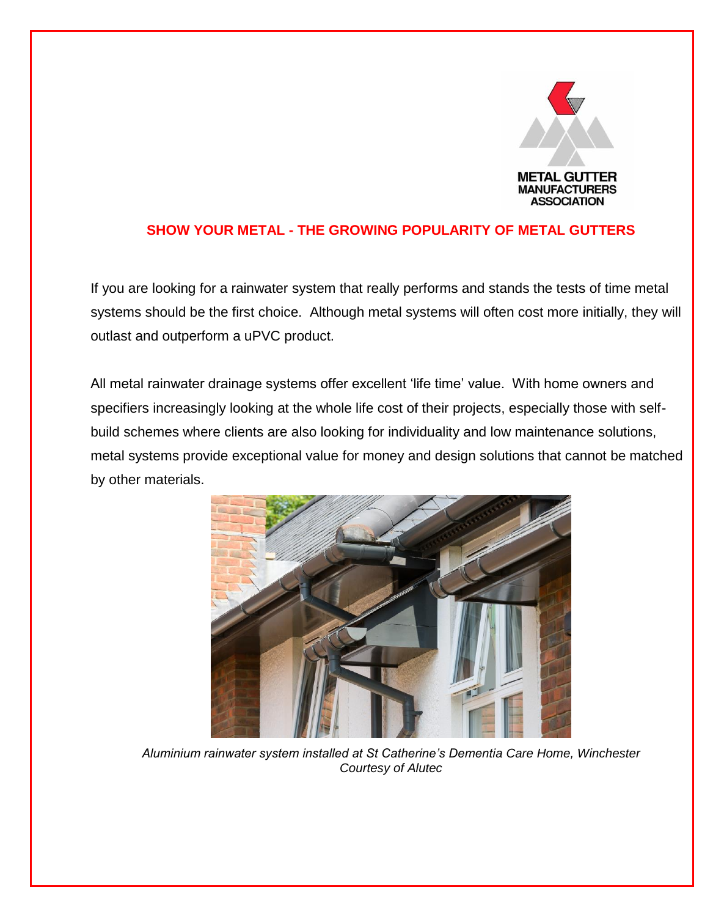METAL GUTTER MANUFACTURERS ASSOCIATION

# SHOW YOUR METAL - THE GROWING POPULARITY OF METAL GUTTERS

If you are looking for a rainwater system that really performs and stands the tests of time metal systems should be the first choice. Although metal systems will often cost more initially, they will outlast and outperform a uPVC product.

All metal rainwater drainage systems offer excellent 'life time' value. With home owners and specifiers increasingly looking at the whole life cost of their projects, especially those with self-build schemes where clients are also looking for individuality and low maintenance solutions, metal systems provide exceptional value for money and design solutions that cannot be matched by other materials.

*Aluminium rainwater system installed at St Catherine's Dementia Care Home, Winchester*
*Courtesy of Alutec*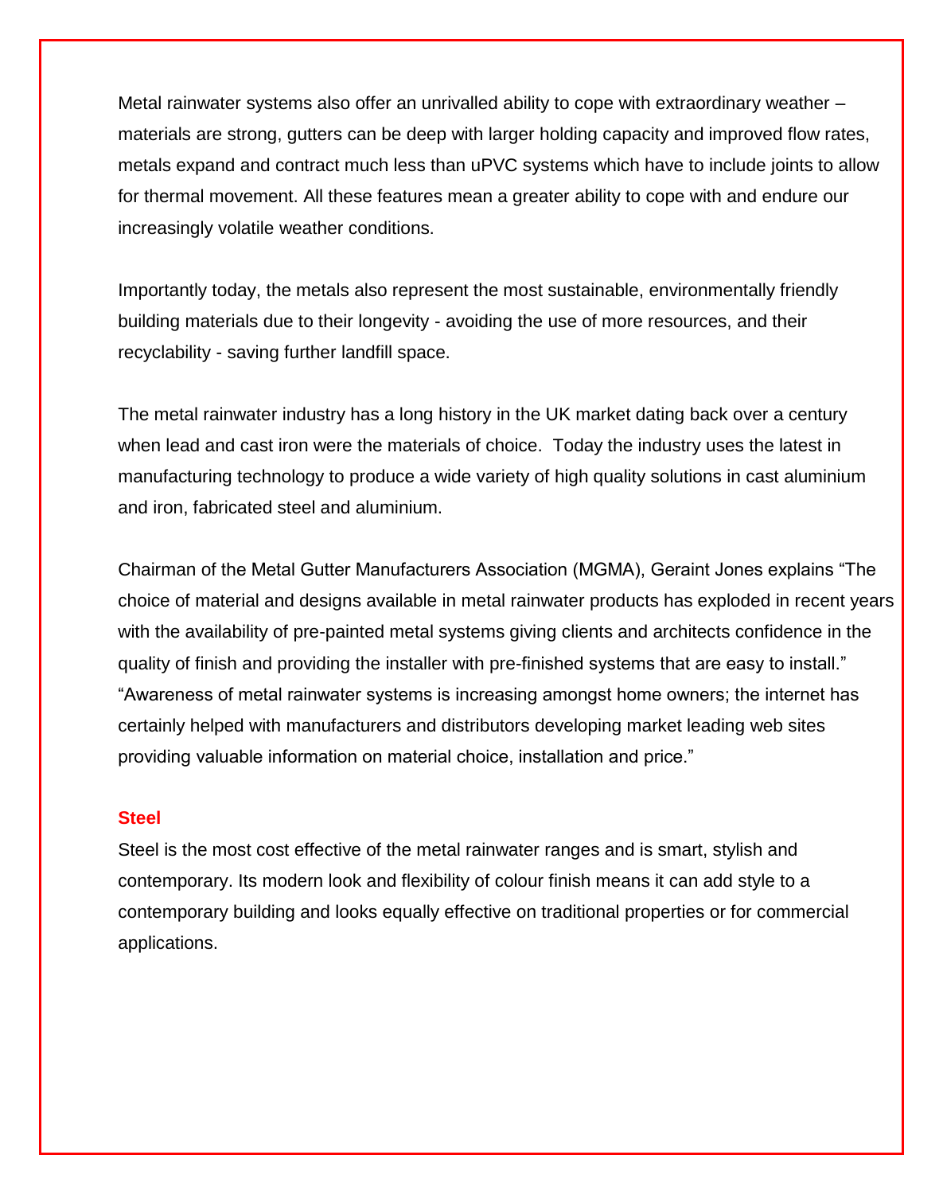Metal rainwater systems also offer an unrivalled ability to cope with extraordinary weather – materials are strong, gutters can be deep with larger holding capacity and improved flow rates, metals expand and contract much less than uPVC systems which have to include joints to allow for thermal movement. All these features mean a greater ability to cope with and endure our increasingly volatile weather conditions.

Importantly today, the metals also represent the most sustainable, environmentally friendly building materials due to their longevity - avoiding the use of more resources, and their recyclability - saving further landfill space.

The metal rainwater industry has a long history in the UK market dating back over a century when lead and cast iron were the materials of choice. Today the industry uses the latest in manufacturing technology to produce a wide variety of high quality solutions in cast aluminium and iron, fabricated steel and aluminium.

Chairman of the Metal Gutter Manufacturers Association (MGMA), Geraint Jones explains "The choice of material and designs available in metal rainwater products has exploded in recent years with the availability of pre-painted metal systems giving clients and architects confidence in the quality of finish and providing the installer with pre-finished systems that are easy to install." "Awareness of metal rainwater systems is increasing amongst home owners; the internet has certainly helped with manufacturers and distributors developing market leading web sites providing valuable information on material choice, installation and price."

## Steel

Steel is the most cost effective of the metal rainwater ranges and is smart, stylish and contemporary. Its modern look and flexibility of colour finish means it can add style to a contemporary building and looks equally effective on traditional properties or for commercial applications.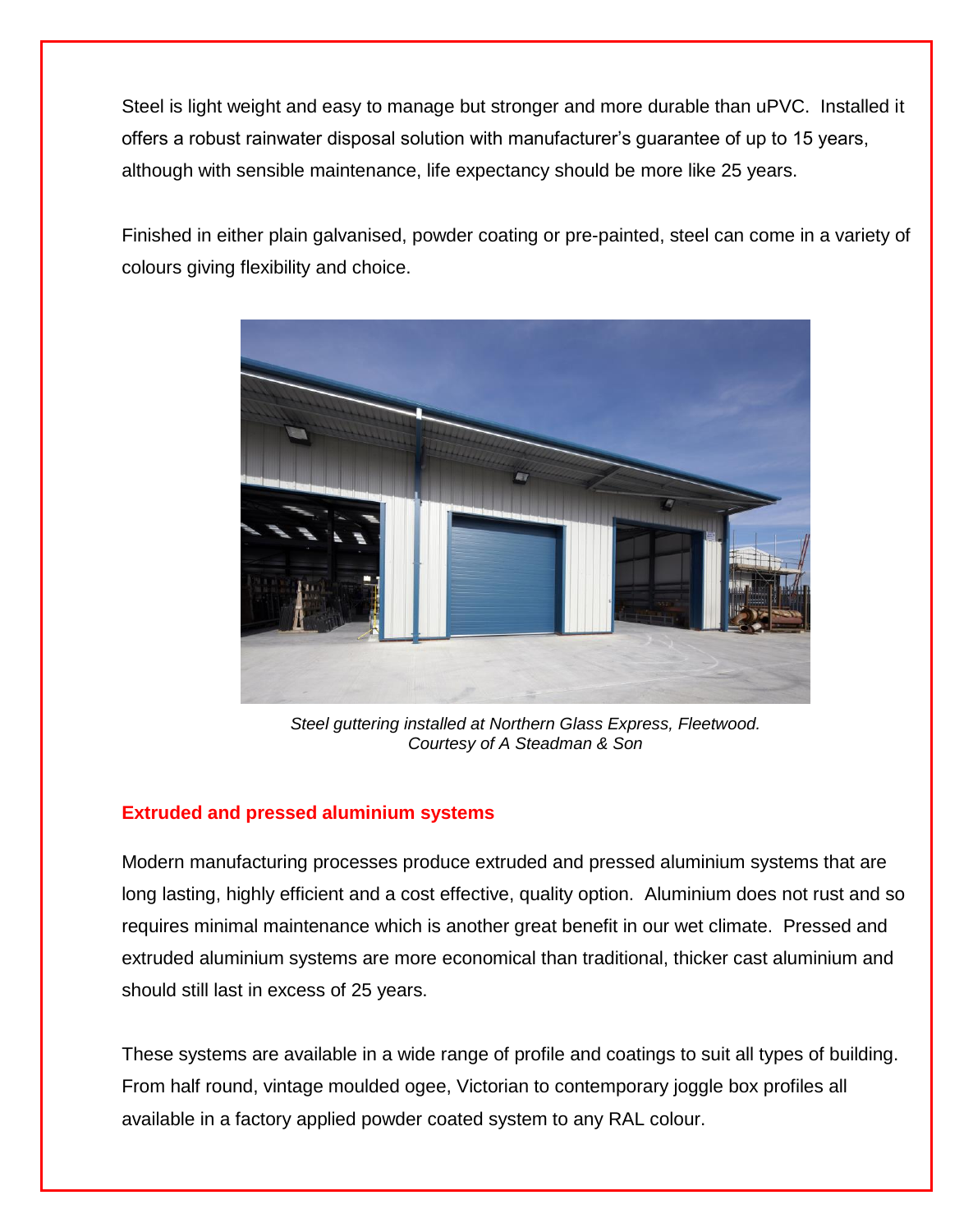Steel is light weight and easy to manage but stronger and more durable than uPVC. Installed it offers a robust rainwater disposal solution with manufacturer's guarantee of up to 15 years, although with sensible maintenance, life expectancy should be more like 25 years.

Finished in either plain galvanised, powder coating or pre-painted, steel can come in a variety of colours giving flexibility and choice.

*Steel guttering installed at Northern Glass Express, Fleetwood. Courtesy of A Steadman & Son*

## Extruded and pressed aluminium systems

Modern manufacturing processes produce extruded and pressed aluminium systems that are long lasting, highly efficient and a cost effective, quality option. Aluminium does not rust and so requires minimal maintenance which is another great benefit in our wet climate. Pressed and extruded aluminium systems are more economical than traditional, thicker cast aluminium and should still last in excess of 25 years.

These systems are available in a wide range of profile and coatings to suit all types of building. From half round, vintage moulded ogee, Victorian to contemporary joggle box profiles all available in a factory applied powder coated system to any RAL colour.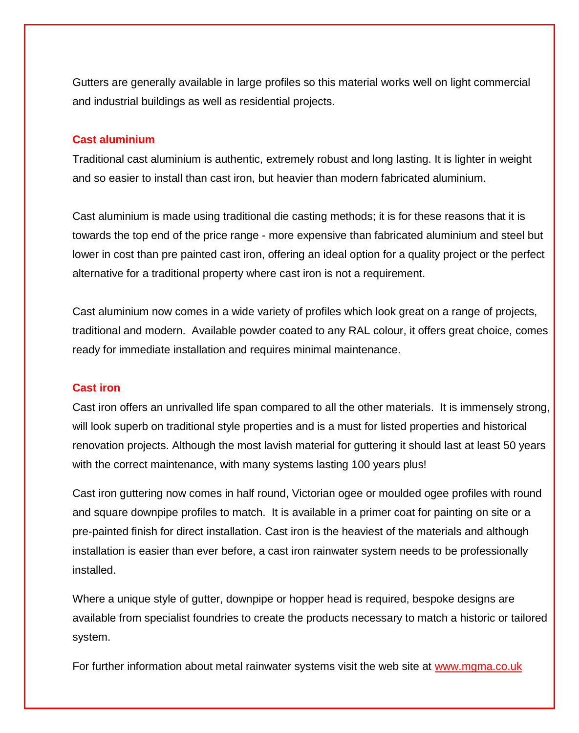Gutters are generally available in large profiles so this material works well on light commercial and industrial buildings as well as residential projects.

## Cast aluminium

Traditional cast aluminium is authentic, extremely robust and long lasting. It is lighter in weight and so easier to install than cast iron, but heavier than modern fabricated aluminium.

Cast aluminium is made using traditional die casting methods; it is for these reasons that it is towards the top end of the price range - more expensive than fabricated aluminium and steel but lower in cost than pre painted cast iron, offering an ideal option for a quality project or the perfect alternative for a traditional property where cast iron is not a requirement.

Cast aluminium now comes in a wide variety of profiles which look great on a range of projects, traditional and modern.  Available powder coated to any RAL colour, it offers great choice, comes ready for immediate installation and requires minimal maintenance.

## Cast iron

Cast iron offers an unrivalled life span compared to all the other materials.  It is immensely strong, will look superb on traditional style properties and is a must for listed properties and historical renovation projects. Although the most lavish material for guttering it should last at least 50 years with the correct maintenance, with many systems lasting 100 years plus!

Cast iron guttering now comes in half round, Victorian ogee or moulded ogee profiles with round and square downpipe profiles to match.  It is available in a primer coat for painting on site or a pre-painted finish for direct installation. Cast iron is the heaviest of the materials and although installation is easier than ever before, a cast iron rainwater system needs to be professionally installed.

Where a unique style of gutter, downpipe or hopper head is required, bespoke designs are available from specialist foundries to create the products necessary to match a historic or tailored system.

For further information about metal rainwater systems visit the web site at [www.mgma.co.uk](http://www.mgma.co.uk)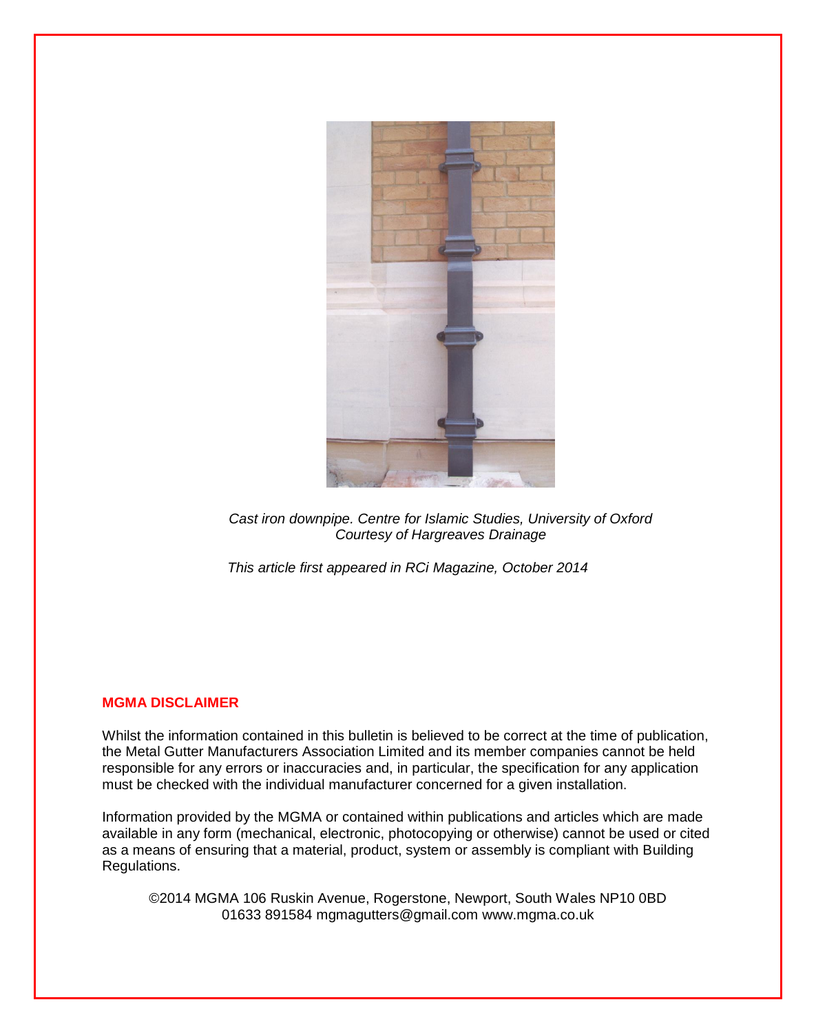*Cast iron downpipe. Centre for Islamic Studies, University of Oxford*
*Courtesy of Hargreaves Drainage*

*This article first appeared in RCi Magazine, October 2014*

**MGMA DISCLAIMER**

Whilst the information contained in this bulletin is believed to be correct at the time of publication, the Metal Gutter Manufacturers Association Limited and its member companies cannot be held responsible for any errors or inaccuracies and, in particular, the specification for any application must be checked with the individual manufacturer concerned for a given installation.

Information provided by the MGMA or contained within publications and articles which are made available in any form (mechanical, electronic, photocopying or otherwise) cannot be used or cited as a means of ensuring that a material, product, system or assembly is compliant with Building Regulations.

©2014 MGMA 106 Ruskin Avenue, Rogerstone, Newport, South Wales NP10 0BD
01633 891584 mgmagutters@gmail.com www.mgma.co.uk